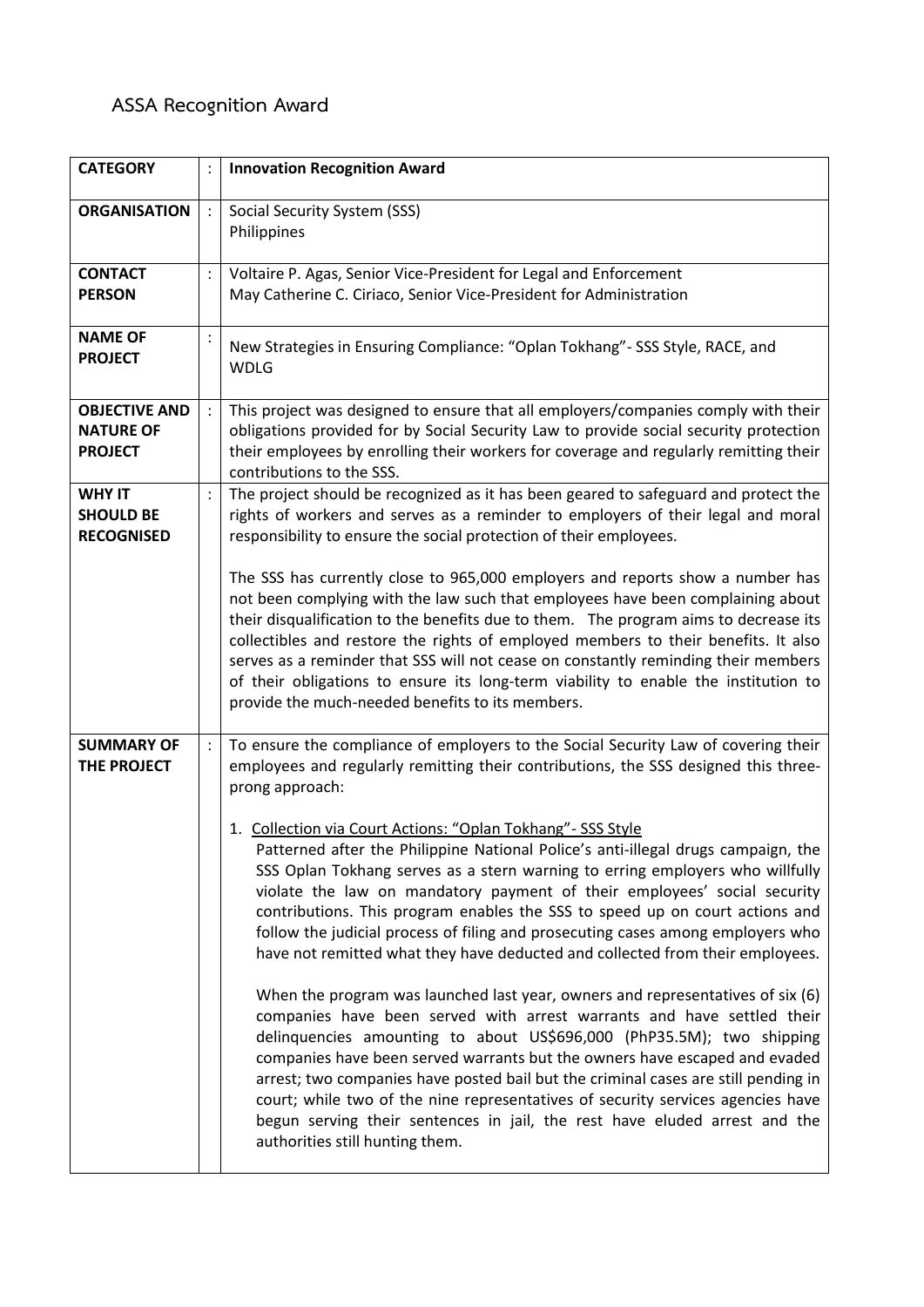## ASSA Recognition Award

| | | |
|---|---|---|
| **CATEGORY** | : | **Innovation Recognition Award** |
| **ORGANISATION** | : | Social Security System (SSS)<br>Philippines |
| **CONTACT PERSON** | : | Voltaire P. Agas, Senior Vice-President for Legal and Enforcement<br>May Catherine C. Ciriaco, Senior Vice-President for Administration |
| **NAME OF PROJECT** | : | New Strategies in Ensuring Compliance: "Oplan Tokhang"- SSS Style, RACE, and WDLG |
| **OBJECTIVE AND NATURE OF PROJECT** | : | This project was designed to ensure that all employers/companies comply with their obligations provided for by Social Security Law to provide social security protection their employees by enrolling their workers for coverage and regularly remitting their contributions to the SSS. |
| **WHY IT SHOULD BE RECOGNISED** | : | The project should be recognized as it has been geared to safeguard and protect the rights of workers and serves as a reminder to employers of their legal and moral responsibility to ensure the social protection of their employees.<br><br>The SSS has currently close to 965,000 employers and reports show a number has not been complying with the law such that employees have been complaining about their disqualification to the benefits due to them. The program aims to decrease its collectibles and restore the rights of employed members to their benefits. It also serves as a reminder that SSS will not cease on constantly reminding their members of their obligations to ensure its long-term viability to enable the institution to provide the much-needed benefits to its members. |
| **SUMMARY OF THE PROJECT** | : | To ensure the compliance of employers to the Social Security Law of covering their employees and regularly remitting their contributions, the SSS designed this three-prong approach:<br><br>1. <u>Collection via Court Actions: "Oplan Tokhang"- SSS Style</u><br>Patterned after the Philippine National Police's anti-illegal drugs campaign, the SSS Oplan Tokhang serves as a stern warning to erring employers who willfully violate the law on mandatory payment of their employees' social security contributions. This program enables the SSS to speed up on court actions and follow the judicial process of filing and prosecuting cases among employers who have not remitted what they have deducted and collected from their employees.<br><br>When the program was launched last year, owners and representatives of six (6) companies have been served with arrest warrants and have settled their delinquencies amounting to about US$696,000 (PhP35.5M); two shipping companies have been served warrants but the owners have escaped and evaded arrest; two companies have posted bail but the criminal cases are still pending in court; while two of the nine representatives of security services agencies have begun serving their sentences in jail, the rest have eluded arrest and the authorities still hunting them. |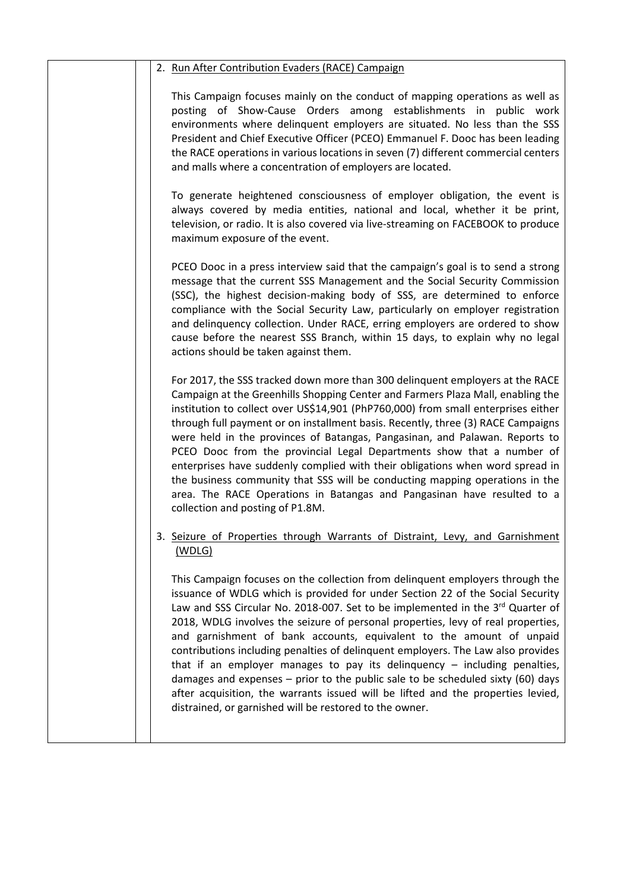2. Run After Contribution Evaders (RACE) Campaign

   This Campaign focuses mainly on the conduct of mapping operations as well as posting of Show-Cause Orders among establishments in public work environments where delinquent employers are situated. No less than the SSS President and Chief Executive Officer (PCEO) Emmanuel F. Dooc has been leading the RACE operations in various locations in seven (7) different commercial centers and malls where a concentration of employers are located.

   To generate heightened consciousness of employer obligation, the event is always covered by media entities, national and local, whether it be print, television, or radio. It is also covered via live-streaming on FACEBOOK to produce maximum exposure of the event.

   PCEO Dooc in a press interview said that the campaign's goal is to send a strong message that the current SSS Management and the Social Security Commission (SSC), the highest decision-making body of SSS, are determined to enforce compliance with the Social Security Law, particularly on employer registration and delinquency collection. Under RACE, erring employers are ordered to show cause before the nearest SSS Branch, within 15 days, to explain why no legal actions should be taken against them.

   For 2017, the SSS tracked down more than 300 delinquent employers at the RACE Campaign at the Greenhills Shopping Center and Farmers Plaza Mall, enabling the institution to collect over US$14,901 (PhP760,000) from small enterprises either through full payment or on installment basis. Recently, three (3) RACE Campaigns were held in the provinces of Batangas, Pangasinan, and Palawan. Reports to PCEO Dooc from the provincial Legal Departments show that a number of enterprises have suddenly complied with their obligations when word spread in the business community that SSS will be conducting mapping operations in the area. The RACE Operations in Batangas and Pangasinan have resulted to a collection and posting of P1.8M.

3. Seizure of Properties through Warrants of Distraint, Levy, and Garnishment (WDLG)

   This Campaign focuses on the collection from delinquent employers through the issuance of WDLG which is provided for under Section 22 of the Social Security Law and SSS Circular No. 2018-007. Set to be implemented in the 3rd Quarter of 2018, WDLG involves the seizure of personal properties, levy of real properties, and garnishment of bank accounts, equivalent to the amount of unpaid contributions including penalties of delinquent employers. The Law also provides that if an employer manages to pay its delinquency – including penalties, damages and expenses – prior to the public sale to be scheduled sixty (60) days after acquisition, the warrants issued will be lifted and the properties levied, distrained, or garnished will be restored to the owner.